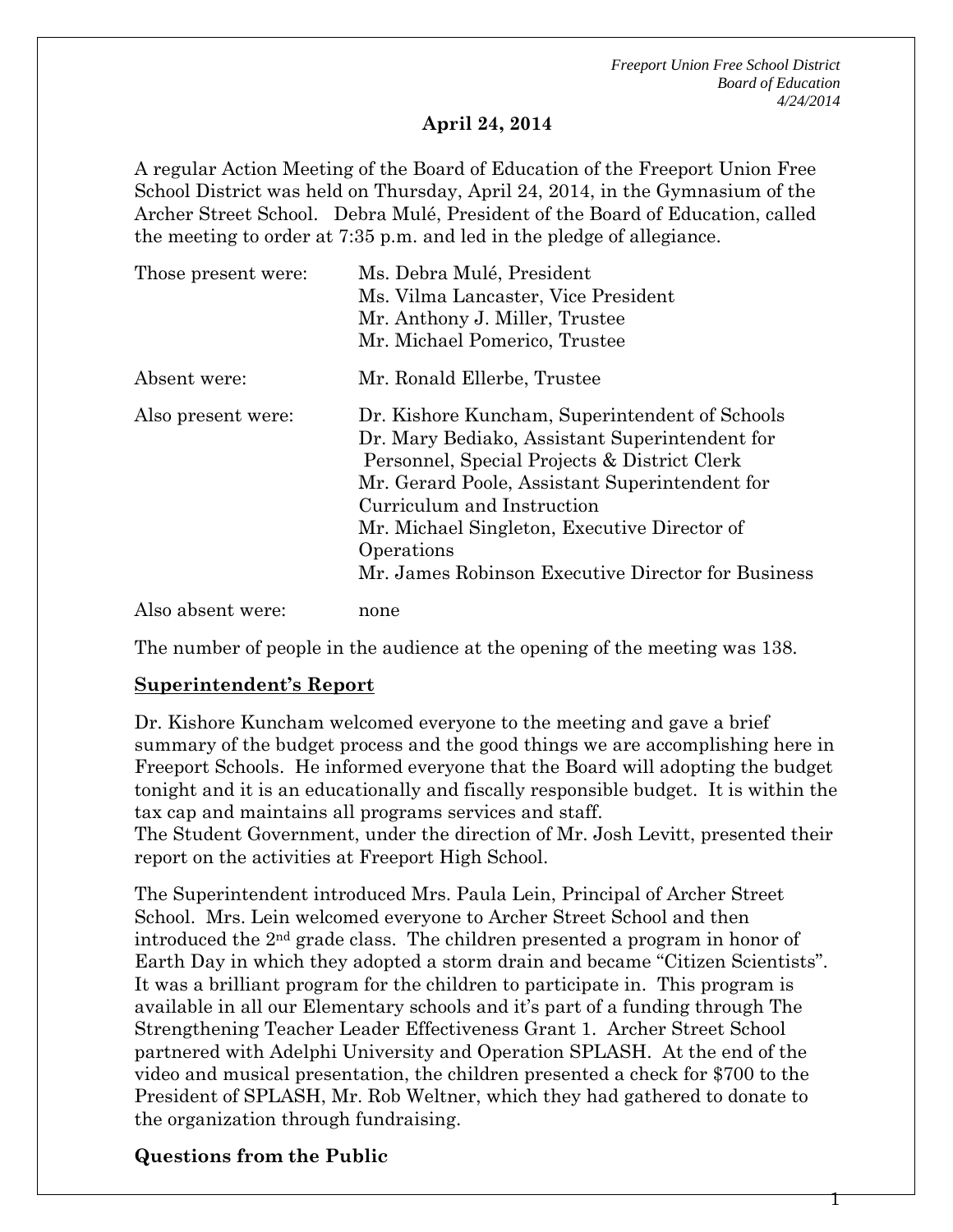**April 24, 2014**

A regular Action Meeting of the Board of Education of the Freeport Union Free School District was held on Thursday, April 24, 2014, in the Gymnasium of the Archer Street School. Debra Mulé, President of the Board of Education, called the meeting to order at 7:35 p.m. and led in the pledge of allegiance.

| | |
|---|---|
| Those present were: | Ms. Debra Mulé, President<br>Ms. Vilma Lancaster, Vice President<br>Mr. Anthony J. Miller, Trustee<br>Mr. Michael Pomerico, Trustee |
| Absent were: | Mr. Ronald Ellerbe, Trustee |
| Also present were: | Dr. Kishore Kuncham, Superintendent of Schools<br>Dr. Mary Bediako, Assistant Superintendent for Personnel, Special Projects & District Clerk<br>Mr. Gerard Poole, Assistant Superintendent for Curriculum and Instruction<br>Mr. Michael Singleton, Executive Director of Operations<br>Mr. James Robinson Executive Director for Business |
| Also absent were: | none |

The number of people in the audience at the opening of the meeting was 138.

**Superintendent's Report**

Dr. Kishore Kuncham welcomed everyone to the meeting and gave a brief summary of the budget process and the good things we are accomplishing here in Freeport Schools. He informed everyone that the Board will adopting the budget tonight and it is an educationally and fiscally responsible budget. It is within the tax cap and maintains all programs services and staff.
The Student Government, under the direction of Mr. Josh Levitt, presented their report on the activities at Freeport High School.

The Superintendent introduced Mrs. Paula Lein, Principal of Archer Street School. Mrs. Lein welcomed everyone to Archer Street School and then introduced the 2nd grade class. The children presented a program in honor of Earth Day in which they adopted a storm drain and became "Citizen Scientists". It was a brilliant program for the children to participate in. This program is available in all our Elementary schools and it's part of a funding through The Strengthening Teacher Leader Effectiveness Grant 1. Archer Street School partnered with Adelphi University and Operation SPLASH. At the end of the video and musical presentation, the children presented a check for $700 to the President of SPLASH, Mr. Rob Weltner, which they had gathered to donate to the organization through fundraising.

**Questions from the Public**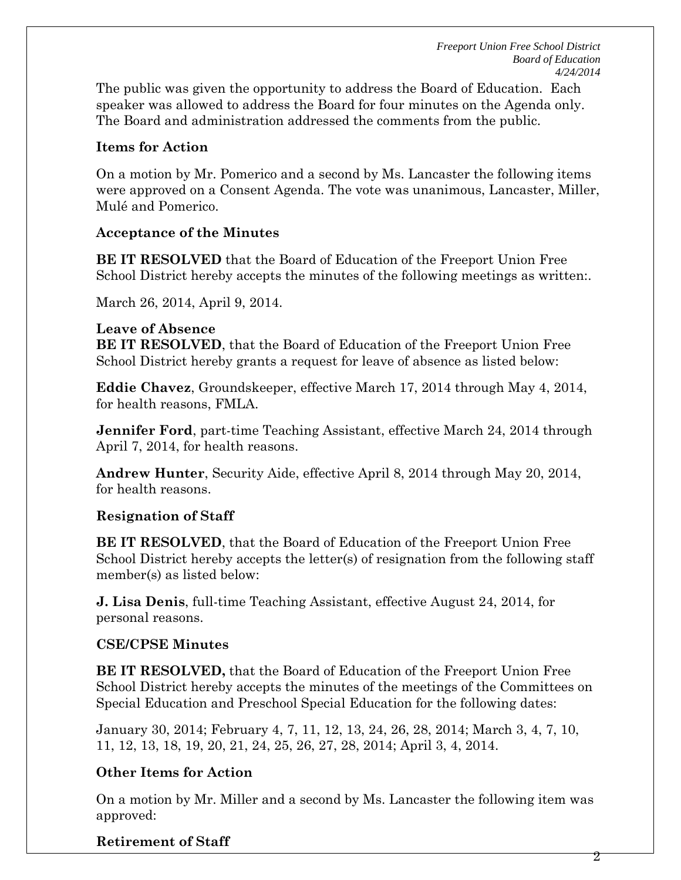The public was given the opportunity to address the Board of Education. Each speaker was allowed to address the Board for four minutes on the Agenda only. The Board and administration addressed the comments from the public.

**Items for Action**

On a motion by Mr. Pomerico and a second by Ms. Lancaster the following items were approved on a Consent Agenda. The vote was unanimous, Lancaster, Miller, Mulé and Pomerico.

**Acceptance of the Minutes**

**BE IT RESOLVED** that the Board of Education of the Freeport Union Free School District hereby accepts the minutes of the following meetings as written:.

March 26, 2014, April 9, 2014.

**Leave of Absence**

**BE IT RESOLVED**, that the Board of Education of the Freeport Union Free School District hereby grants a request for leave of absence as listed below:

**Eddie Chavez**, Groundskeeper, effective March 17, 2014 through May 4, 2014, for health reasons, FMLA.

**Jennifer Ford**, part-time Teaching Assistant, effective March 24, 2014 through April 7, 2014, for health reasons.

**Andrew Hunter**, Security Aide, effective April 8, 2014 through May 20, 2014, for health reasons.

**Resignation of Staff**

**BE IT RESOLVED**, that the Board of Education of the Freeport Union Free School District hereby accepts the letter(s) of resignation from the following staff member(s) as listed below:

**J. Lisa Denis**, full-time Teaching Assistant, effective August 24, 2014, for personal reasons.

**CSE/CPSE Minutes**

**BE IT RESOLVED,** that the Board of Education of the Freeport Union Free School District hereby accepts the minutes of the meetings of the Committees on Special Education and Preschool Special Education for the following dates:

January 30, 2014; February 4, 7, 11, 12, 13, 24, 26, 28, 2014; March 3, 4, 7, 10, 11, 12, 13, 18, 19, 20, 21, 24, 25, 26, 27, 28, 2014; April 3, 4, 2014.

**Other Items for Action**

On a motion by Mr. Miller and a second by Ms. Lancaster the following item was approved:

**Retirement of Staff**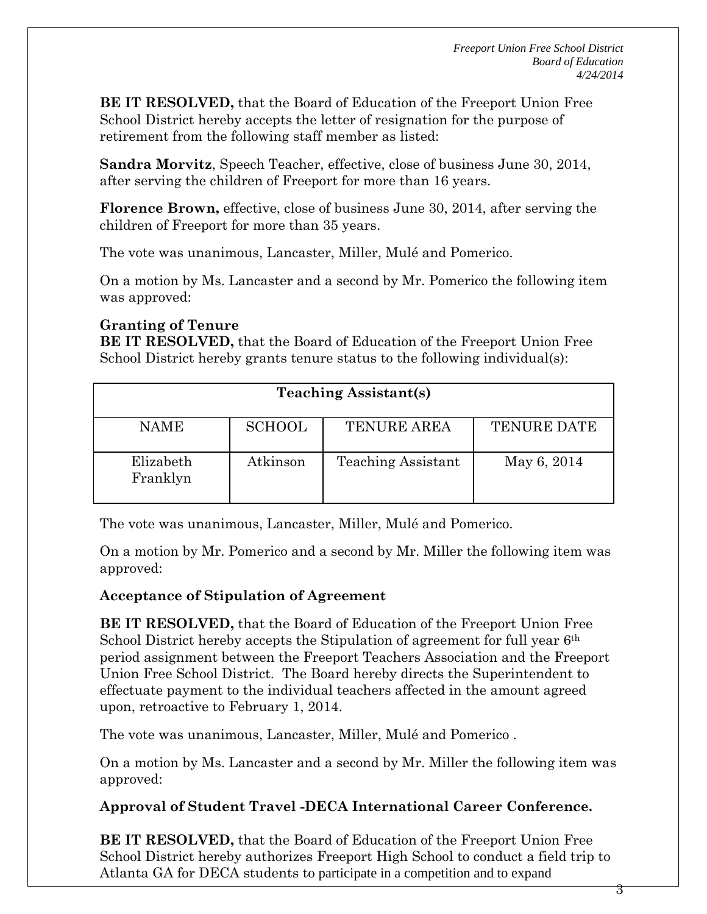**BE IT RESOLVED,** that the Board of Education of the Freeport Union Free School District hereby accepts the letter of resignation for the purpose of retirement from the following staff member as listed:

**Sandra Morvitz**, Speech Teacher, effective, close of business June 30, 2014, after serving the children of Freeport for more than 16 years.

**Florence Brown,** effective, close of business June 30, 2014, after serving the children of Freeport for more than 35 years.

The vote was unanimous, Lancaster, Miller, Mulé and Pomerico.

On a motion by Ms. Lancaster and a second by Mr. Pomerico the following item was approved:

**Granting of Tenure**

**BE IT RESOLVED,** that the Board of Education of the Freeport Union Free School District hereby grants tenure status to the following individual(s):

| Teaching Assistant(s) | | | |
|---|---|---|---|
| NAME | SCHOOL | TENURE AREA | TENURE DATE |
| Elizabeth Franklyn | Atkinson | Teaching Assistant | May 6, 2014 |

The vote was unanimous, Lancaster, Miller, Mulé and Pomerico.

On a motion by Mr. Pomerico and a second by Mr. Miller the following item was approved:

**Acceptance of Stipulation of Agreement**

**BE IT RESOLVED,** that the Board of Education of the Freeport Union Free School District hereby accepts the Stipulation of agreement for full year 6th period assignment between the Freeport Teachers Association and the Freeport Union Free School District. The Board hereby directs the Superintendent to effectuate payment to the individual teachers affected in the amount agreed upon, retroactive to February 1, 2014.

The vote was unanimous, Lancaster, Miller, Mulé and Pomerico .

On a motion by Ms. Lancaster and a second by Mr. Miller the following item was approved:

**Approval of Student Travel -DECA International Career Conference.**

**BE IT RESOLVED,** that the Board of Education of the Freeport Union Free School District hereby authorizes Freeport High School to conduct a field trip to Atlanta GA for DECA students to participate in a competition and to expand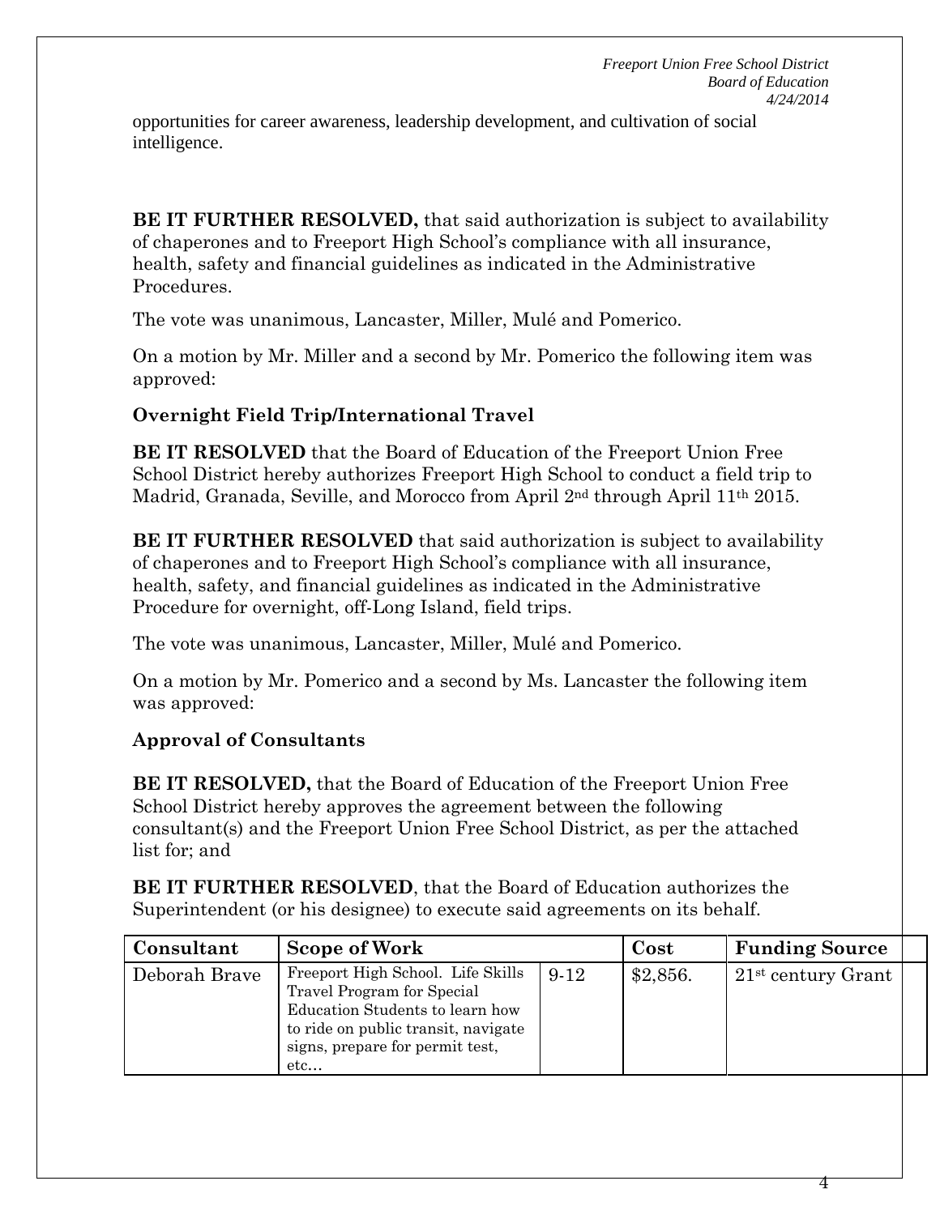opportunities for career awareness, leadership development, and cultivation of social intelligence.

**BE IT FURTHER RESOLVED,** that said authorization is subject to availability of chaperones and to Freeport High School's compliance with all insurance, health, safety and financial guidelines as indicated in the Administrative Procedures.

The vote was unanimous, Lancaster, Miller, Mulé and Pomerico.

On a motion by Mr. Miller and a second by Mr. Pomerico the following item was approved:

**Overnight Field Trip/International Travel**

**BE IT RESOLVED** that the Board of Education of the Freeport Union Free School District hereby authorizes Freeport High School to conduct a field trip to Madrid, Granada, Seville, and Morocco from April 2nd through April 11th 2015.

**BE IT FURTHER RESOLVED** that said authorization is subject to availability of chaperones and to Freeport High School's compliance with all insurance, health, safety, and financial guidelines as indicated in the Administrative Procedure for overnight, off-Long Island, field trips.

The vote was unanimous, Lancaster, Miller, Mulé and Pomerico.

On a motion by Mr. Pomerico and a second by Ms. Lancaster the following item was approved:

**Approval of Consultants**

**BE IT RESOLVED,** that the Board of Education of the Freeport Union Free School District hereby approves the agreement between the following consultant(s) and the Freeport Union Free School District, as per the attached list for; and

**BE IT FURTHER RESOLVED**, that the Board of Education authorizes the Superintendent (or his designee) to execute said agreements on its behalf.

| Consultant | Scope of Work | | Cost | Funding Source |
|---|---|---|---|---|
| Deborah Brave | Freeport High School. Life Skills Travel Program for Special Education Students to learn how to ride on public transit, navigate signs, prepare for permit test, etc… | 9-12 | $2,856. | 21st century Grant |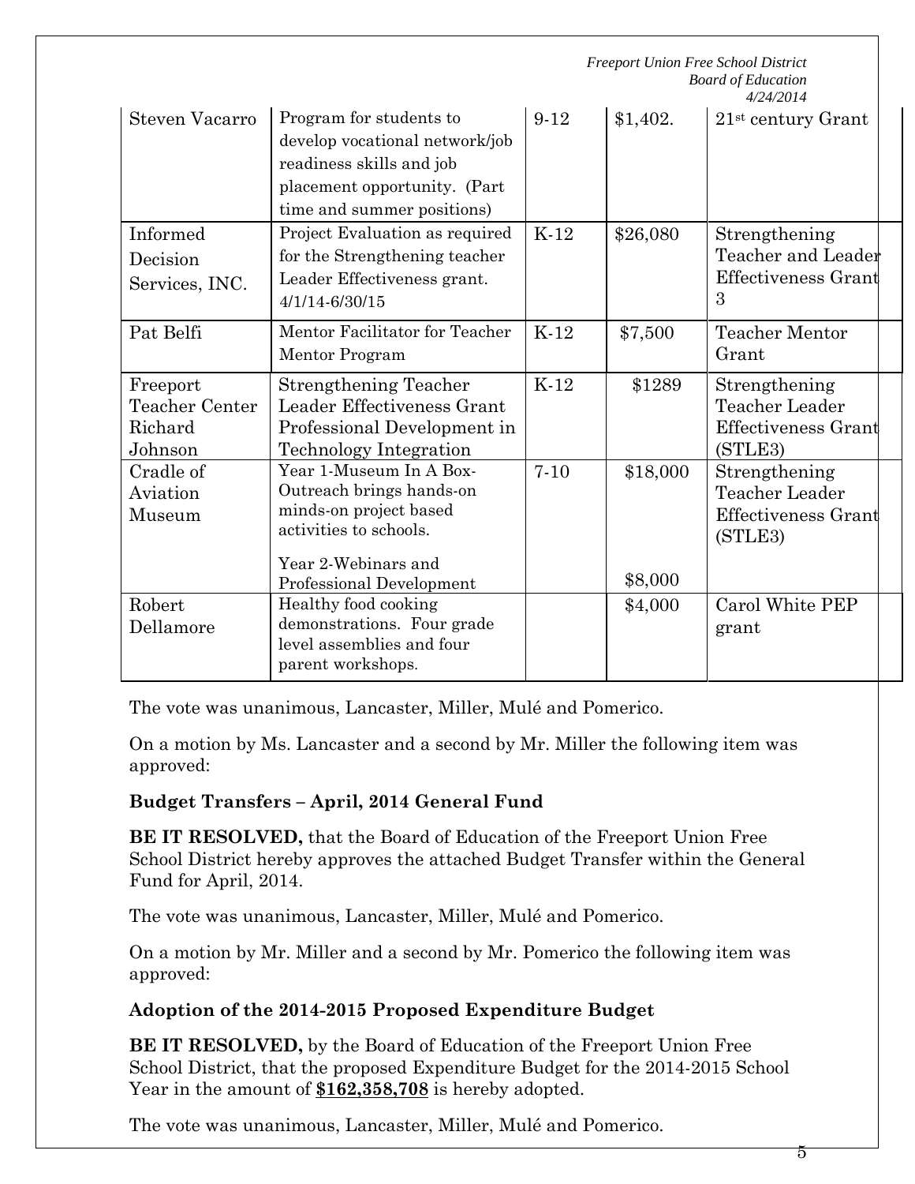| Steven Vacarro | Program for students to develop vocational network/job readiness skills and job placement opportunity. (Part time and summer positions) | 9-12 | $1,402. | 21st century Grant |
|---|---|---|---|---|
| Informed Decision Services, INC. | Project Evaluation as required for the Strengthening teacher Leader Effectiveness grant. 4/1/14-6/30/15 | K-12 | $26,080 | Strengthening Teacher and Leader Effectiveness Grant 3 |
| Pat Belfi | Mentor Facilitator for Teacher Mentor Program | K-12 | $7,500 | Teacher Mentor Grant |
| Freeport Teacher Center Richard Johnson | Strengthening Teacher Leader Effectiveness Grant Professional Development in Technology Integration | K-12 | $1289 | Strengthening Teacher Leader Effectiveness Grant (STLE3) |
| Cradle of Aviation Museum | Year 1-Museum In A Box- Outreach brings hands-on minds-on project based activities to schools. Year 2-Webinars and Professional Development | 7-10 | $18,000 $8,000 | Strengthening Teacher Leader Effectiveness Grant (STLE3) |
| Robert Dellamore | Healthy food cooking demonstrations. Four grade level assemblies and four parent workshops. | | $4,000 | Carol White PEP grant |

The vote was unanimous, Lancaster, Miller, Mulé and Pomerico.

On a motion by Ms. Lancaster and a second by Mr. Miller the following item was approved:

**Budget Transfers – April, 2014 General Fund**

**BE IT RESOLVED,** that the Board of Education of the Freeport Union Free School District hereby approves the attached Budget Transfer within the General Fund for April, 2014.

The vote was unanimous, Lancaster, Miller, Mulé and Pomerico.

On a motion by Mr. Miller and a second by Mr. Pomerico the following item was approved:

**Adoption of the 2014-2015 Proposed Expenditure Budget**

**BE IT RESOLVED,** by the Board of Education of the Freeport Union Free School District, that the proposed Expenditure Budget for the 2014-2015 School Year in the amount of **$162,358,708** is hereby adopted.

The vote was unanimous, Lancaster, Miller, Mulé and Pomerico.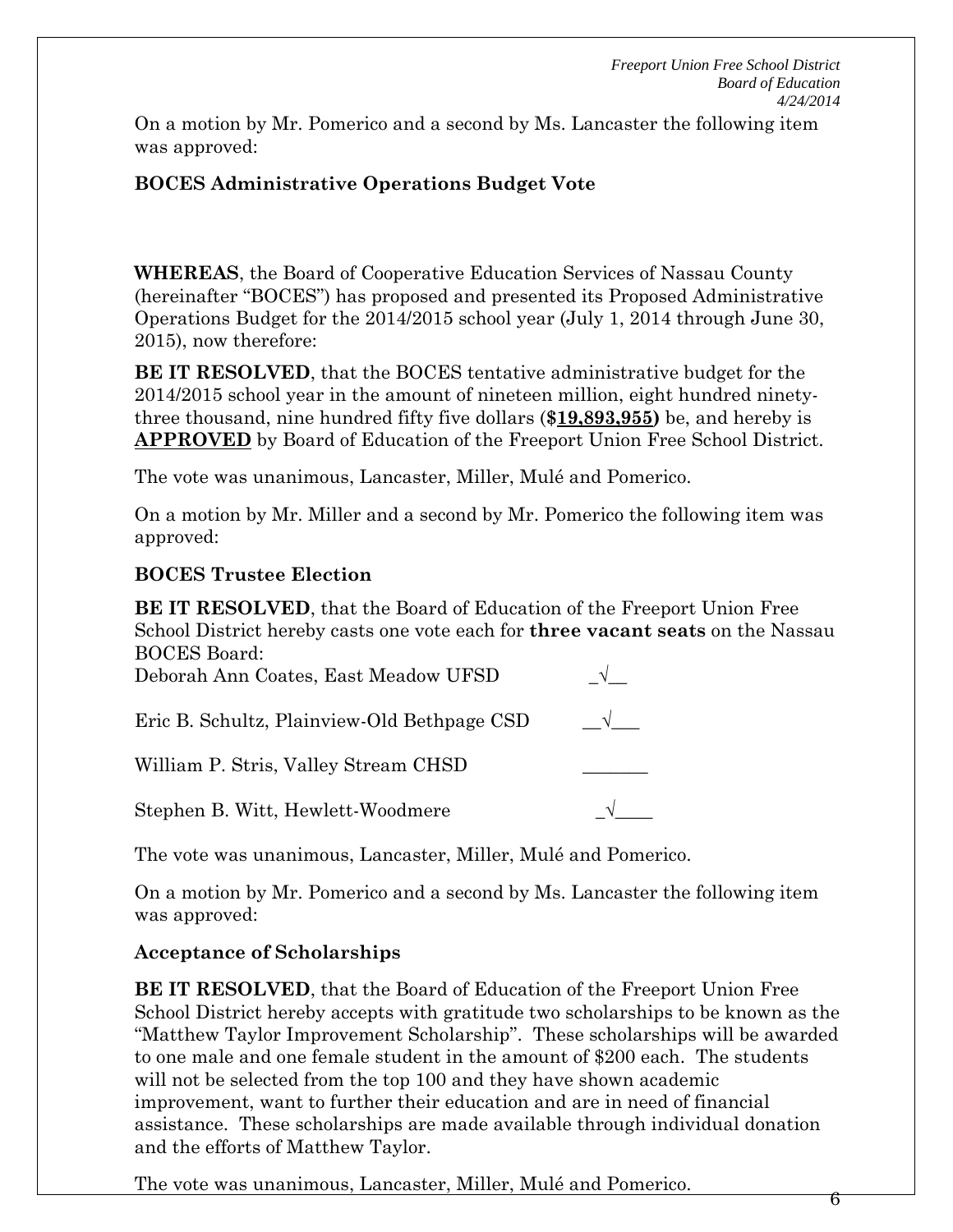On a motion by Mr. Pomerico and a second by Ms. Lancaster the following item was approved:

**BOCES Administrative Operations Budget Vote**

**WHEREAS**, the Board of Cooperative Education Services of Nassau County (hereinafter "BOCES") has proposed and presented its Proposed Administrative Operations Budget for the 2014/2015 school year (July 1, 2014 through June 30, 2015), now therefore:

**BE IT RESOLVED**, that the BOCES tentative administrative budget for the 2014/2015 school year in the amount of nineteen million, eight hundred ninety-three thousand, nine hundred fifty five dollars (**$19,893,955)** be, and hereby is **APPROVED** by Board of Education of the Freeport Union Free School District.

The vote was unanimous, Lancaster, Miller, Mulé and Pomerico.

On a motion by Mr. Miller and a second by Mr. Pomerico the following item was approved:

**BOCES Trustee Election**

**BE IT RESOLVED**, that the Board of Education of the Freeport Union Free School District hereby casts one vote each for **three vacant seats** on the Nassau BOCES Board:

Deborah Ann Coates, East Meadow UFSD _√__

Eric B. Schultz, Plainview-Old Bethpage CSD __√___

William P. Stris, Valley Stream CHSD _______

Stephen B. Witt, Hewlett-Woodmere _√____

The vote was unanimous, Lancaster, Miller, Mulé and Pomerico.

On a motion by Mr. Pomerico and a second by Ms. Lancaster the following item was approved:

**Acceptance of Scholarships**

**BE IT RESOLVED**, that the Board of Education of the Freeport Union Free School District hereby accepts with gratitude two scholarships to be known as the "Matthew Taylor Improvement Scholarship". These scholarships will be awarded to one male and one female student in the amount of $200 each. The students will not be selected from the top 100 and they have shown academic improvement, want to further their education and are in need of financial assistance. These scholarships are made available through individual donation and the efforts of Matthew Taylor.

The vote was unanimous, Lancaster, Miller, Mulé and Pomerico.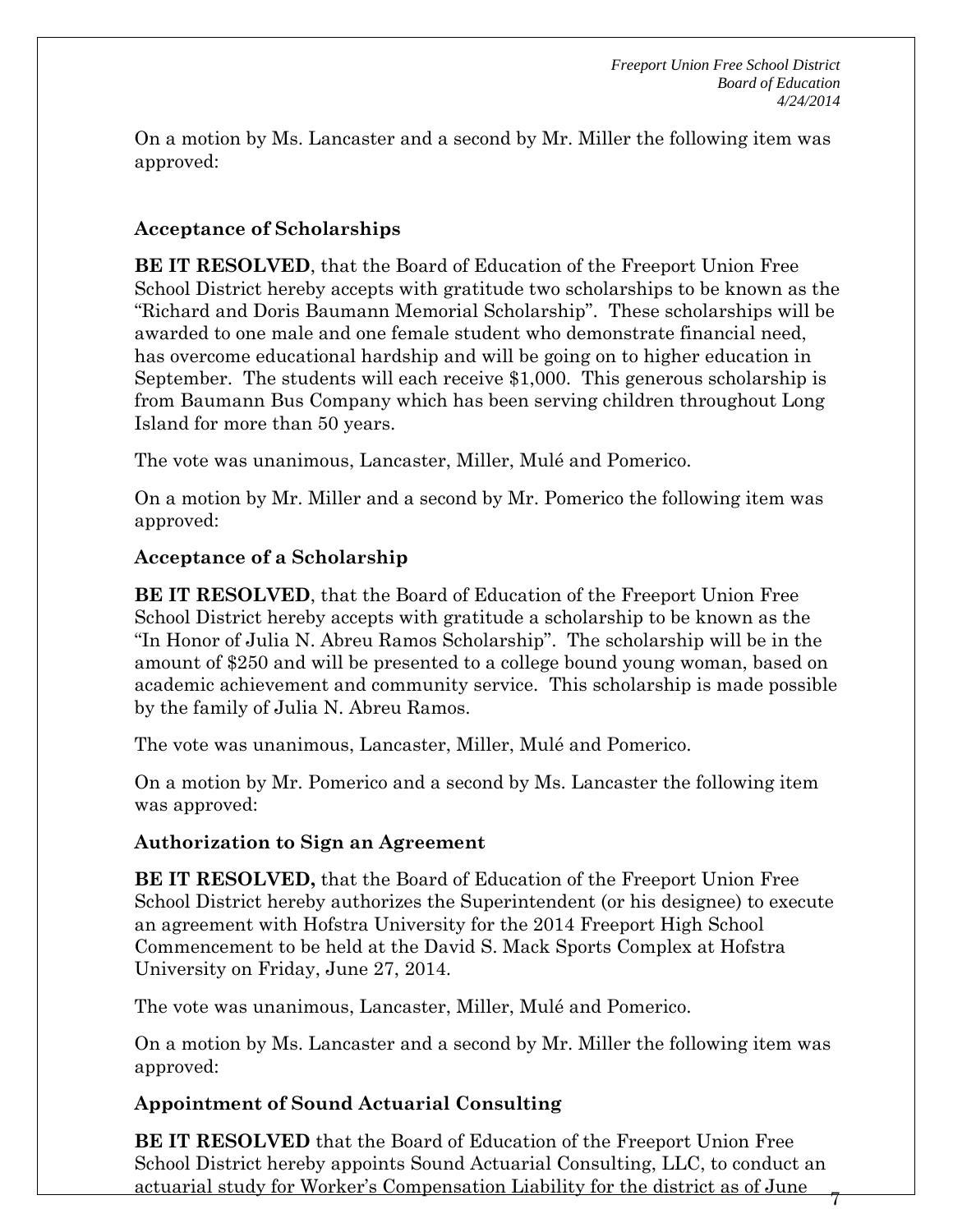On a motion by Ms. Lancaster and a second by Mr. Miller the following item was approved:

### Acceptance of Scholarships

**BE IT RESOLVED**, that the Board of Education of the Freeport Union Free School District hereby accepts with gratitude two scholarships to be known as the "Richard and Doris Baumann Memorial Scholarship". These scholarships will be awarded to one male and one female student who demonstrate financial need, has overcome educational hardship and will be going on to higher education in September. The students will each receive $1,000. This generous scholarship is from Baumann Bus Company which has been serving children throughout Long Island for more than 50 years.

The vote was unanimous, Lancaster, Miller, Mulé and Pomerico.

On a motion by Mr. Miller and a second by Mr. Pomerico the following item was approved:

### Acceptance of a Scholarship

**BE IT RESOLVED**, that the Board of Education of the Freeport Union Free School District hereby accepts with gratitude a scholarship to be known as the "In Honor of Julia N. Abreu Ramos Scholarship". The scholarship will be in the amount of $250 and will be presented to a college bound young woman, based on academic achievement and community service. This scholarship is made possible by the family of Julia N. Abreu Ramos.

The vote was unanimous, Lancaster, Miller, Mulé and Pomerico.

On a motion by Mr. Pomerico and a second by Ms. Lancaster the following item was approved:

### Authorization to Sign an Agreement

**BE IT RESOLVED,** that the Board of Education of the Freeport Union Free School District hereby authorizes the Superintendent (or his designee) to execute an agreement with Hofstra University for the 2014 Freeport High School Commencement to be held at the David S. Mack Sports Complex at Hofstra University on Friday, June 27, 2014.

The vote was unanimous, Lancaster, Miller, Mulé and Pomerico.

On a motion by Ms. Lancaster and a second by Mr. Miller the following item was approved:

### Appointment of Sound Actuarial Consulting

**BE IT RESOLVED** that the Board of Education of the Freeport Union Free School District hereby appoints Sound Actuarial Consulting, LLC, to conduct an actuarial study for Worker's Compensation Liability for the district as of June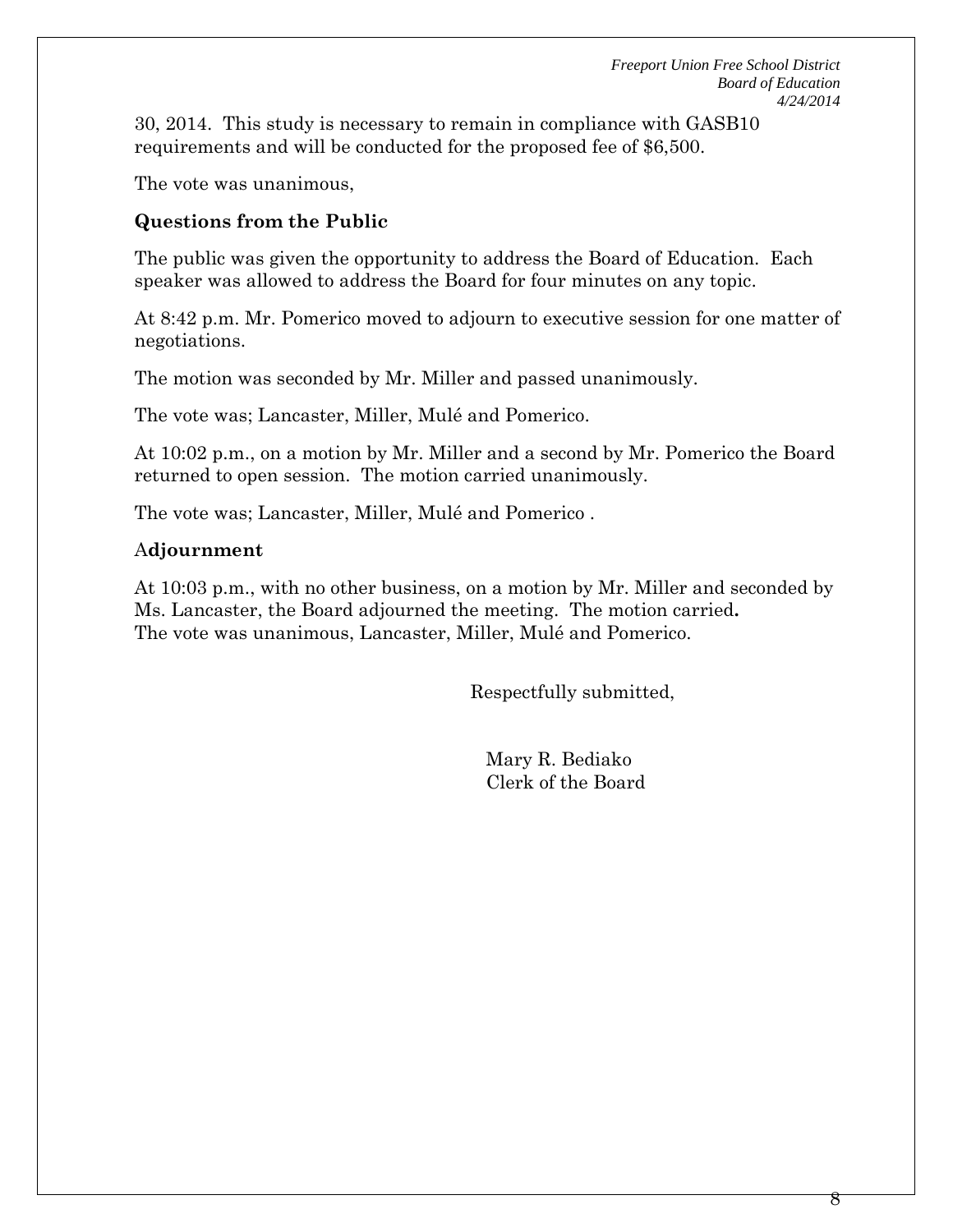30, 2014. This study is necessary to remain in compliance with GASB10 requirements and will be conducted for the proposed fee of $6,500.

The vote was unanimous,

**Questions from the Public**

The public was given the opportunity to address the Board of Education. Each speaker was allowed to address the Board for four minutes on any topic.

At 8:42 p.m. Mr. Pomerico moved to adjourn to executive session for one matter of negotiations.

The motion was seconded by Mr. Miller and passed unanimously.

The vote was; Lancaster, Miller, Mulé and Pomerico.

At 10:02 p.m., on a motion by Mr. Miller and a second by Mr. Pomerico the Board returned to open session. The motion carried unanimously.

The vote was; Lancaster, Miller, Mulé and Pomerico .

A**djournment**

At 10:03 p.m., with no other business, on a motion by Mr. Miller and seconded by Ms. Lancaster, the Board adjourned the meeting. The motion carried**.**
The vote was unanimous, Lancaster, Miller, Mulé and Pomerico.

Respectfully submitted,

Mary R. Bediako
Clerk of the Board